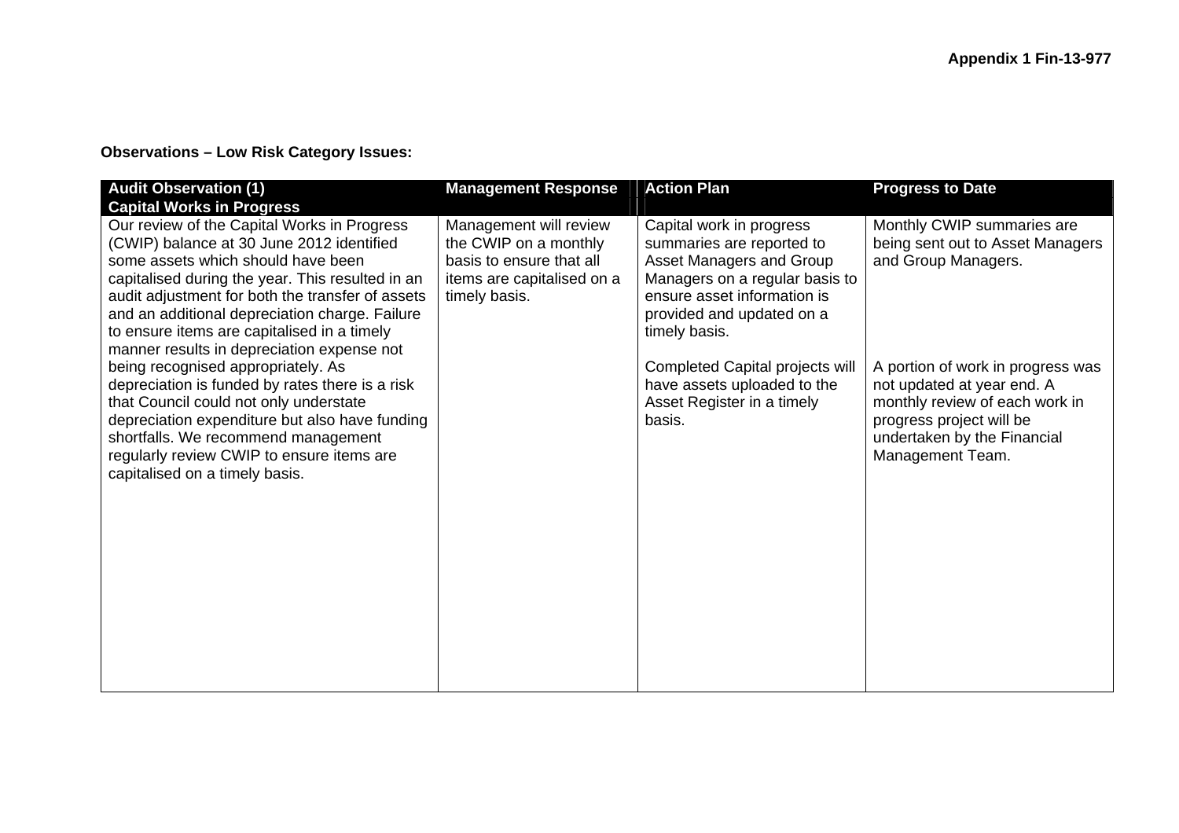**Appendix 1 Fin-13-977**

**Observations – Low Risk Category Issues:**

| Audit Observation (1)<br>Capital Works in Progress | Management Response | Action Plan | Progress to Date |
|---|---|---|---|
| Our review of the Capital Works in Progress (CWIP) balance at 30 June 2012 identified some assets which should have been capitalised during the year. This resulted in an audit adjustment for both the transfer of assets and an additional depreciation charge. Failure to ensure items are capitalised in a timely manner results in depreciation expense not being recognised appropriately. As depreciation is funded by rates there is a risk that Council could not only understate depreciation expenditure but also have funding shortfalls. We recommend management regularly review CWIP to ensure items are capitalised on a timely basis. | Management will review the CWIP on a monthly basis to ensure that all items are capitalised on a timely basis. | Capital work in progress summaries are reported to Asset Managers and Group Managers on a regular basis to ensure asset information is provided and updated on a timely basis.<br><br>Completed Capital projects will have assets uploaded to the Asset Register in a timely basis. | Monthly CWIP summaries are being sent out to Asset Managers and Group Managers.<br><br>A portion of work in progress was not updated at year end. A monthly review of each work in progress project will be undertaken by the Financial Management Team. |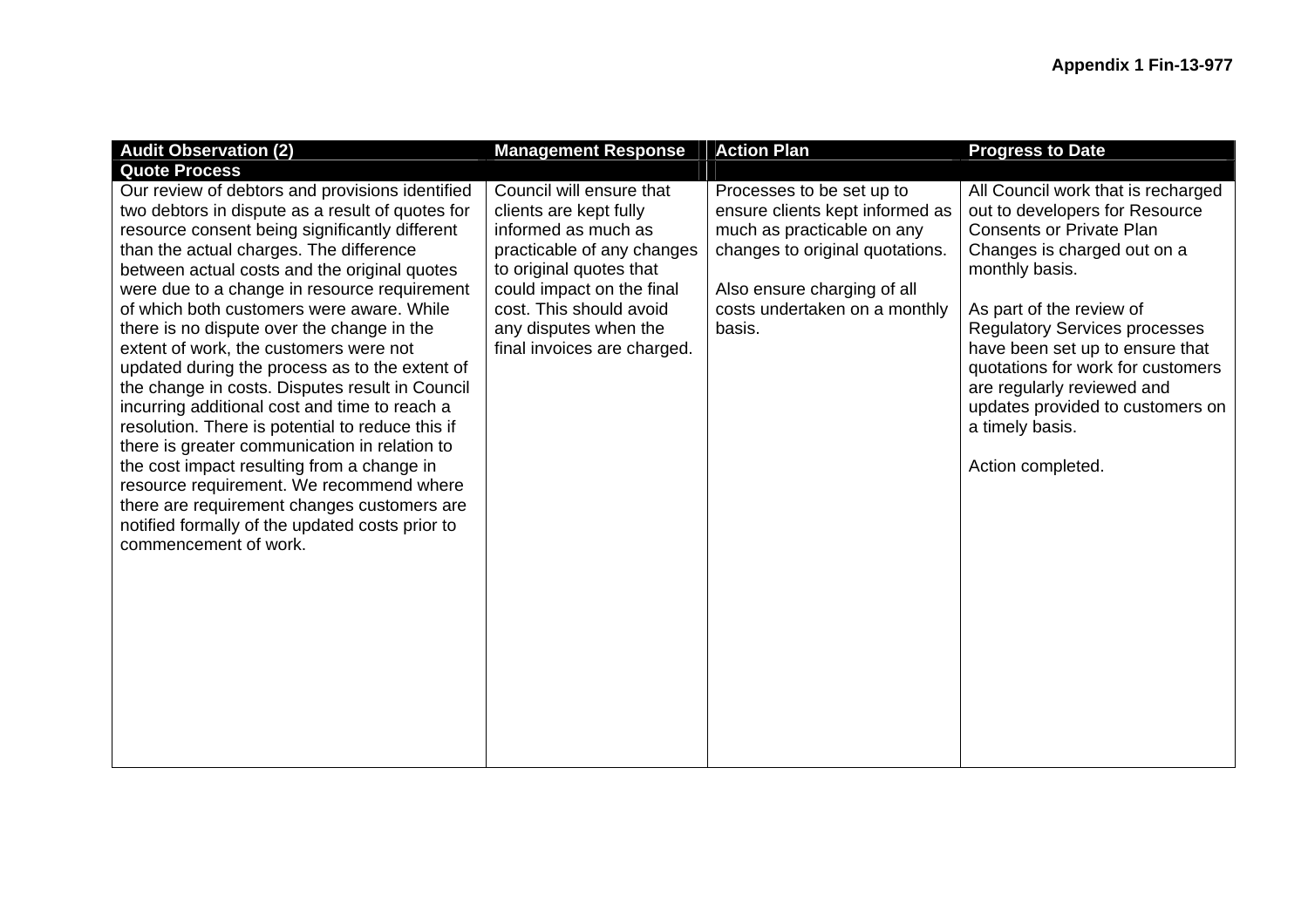**Appendix 1 Fin-13-977**

| Audit Observation (2) | Management Response | Action Plan | Progress to Date |
|---|---|---|---|
| **Quote Process** | | | |
| Our review of debtors and provisions identified two debtors in dispute as a result of quotes for resource consent being significantly different than the actual charges. The difference between actual costs and the original quotes were due to a change in resource requirement of which both customers were aware. While there is no dispute over the change in the extent of work, the customers were not updated during the process as to the extent of the change in costs. Disputes result in Council incurring additional cost and time to reach a resolution. There is potential to reduce this if there is greater communication in relation to the cost impact resulting from a change in resource requirement. We recommend where there are requirement changes customers are notified formally of the updated costs prior to commencement of work. | Council will ensure that clients are kept fully informed as much as practicable of any changes to original quotes that could impact on the final cost. This should avoid any disputes when the final invoices are charged. | Processes to be set up to ensure clients kept informed as much as practicable on any changes to original quotations.<br><br>Also ensure charging of all costs undertaken on a monthly basis. | All Council work that is recharged out to developers for Resource Consents or Private Plan Changes is charged out on a monthly basis.<br><br>As part of the review of Regulatory Services processes have been set up to ensure that quotations for work for customers are regularly reviewed and updates provided to customers on a timely basis.<br><br>Action completed. |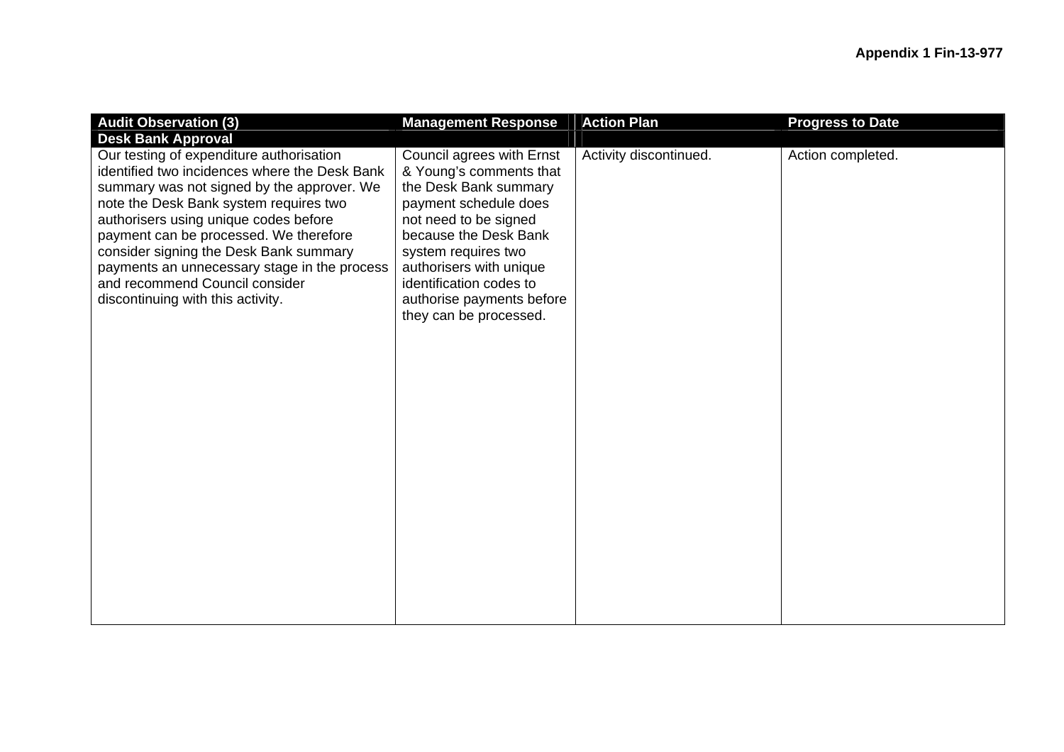**Appendix 1 Fin-13-977**

| Audit Observation (3) | Management Response | Action Plan | Progress to Date |
|---|---|---|---|
| **Desk Bank Approval** | | | |
| Our testing of expenditure authorisation identified two incidences where the Desk Bank summary was not signed by the approver. We note the Desk Bank system requires two authorisers using unique codes before payment can be processed. We therefore consider signing the Desk Bank summary payments an unnecessary stage in the process and recommend Council consider discontinuing with this activity. | Council agrees with Ernst & Young's comments that the Desk Bank summary payment schedule does not need to be signed because the Desk Bank system requires two authorisers with unique identification codes to authorise payments before they can be processed. | Activity discontinued. | Action completed. |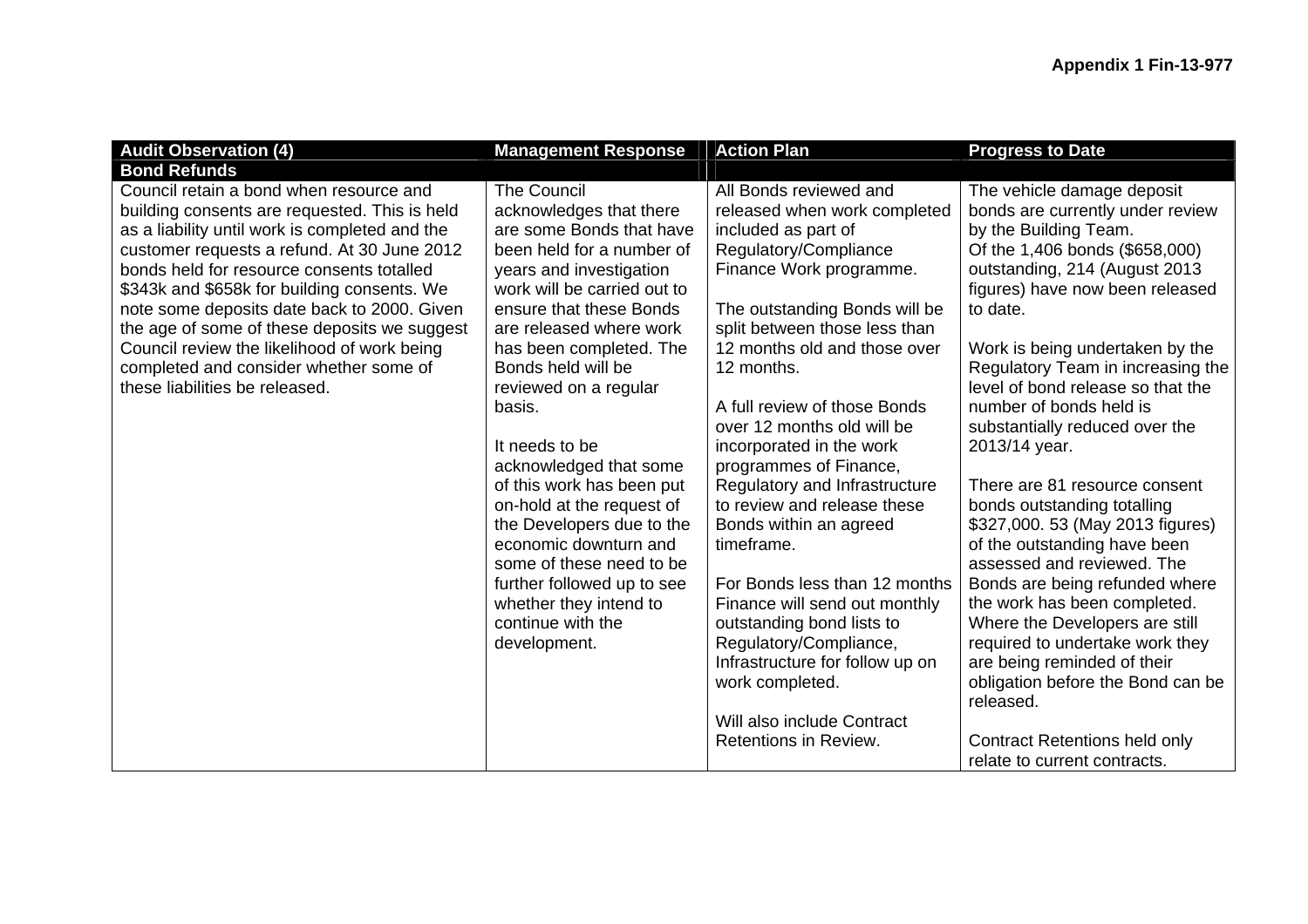**Appendix 1 Fin-13-977**

| Audit Observation (4) | Management Response | Action Plan | Progress to Date |
|---|---|---|---|
| **Bond Refunds** | | | |
| Council retain a bond when resource and building consents are requested. This is held as a liability until work is completed and the customer requests a refund. At 30 June 2012 bonds held for resource consents totalled \$343k and \$658k for building consents. We note some deposits date back to 2000. Given the age of some of these deposits we suggest Council review the likelihood of work being completed and consider whether some of these liabilities be released. | The Council acknowledges that there are some Bonds that have been held for a number of years and investigation work will be carried out to ensure that these Bonds are released where work has been completed. The Bonds held will be reviewed on a regular basis.<br><br>It needs to be acknowledged that some of this work has been put on-hold at the request of the Developers due to the economic downturn and some of these need to be further followed up to see whether they intend to continue with the development. | All Bonds reviewed and released when work completed included as part of Regulatory/Compliance Finance Work programme.<br><br>The outstanding Bonds will be split between those less than 12 months old and those over 12 months.<br><br>A full review of those Bonds over 12 months old will be incorporated in the work programmes of Finance, Regulatory and Infrastructure to review and release these Bonds within an agreed timeframe.<br><br>For Bonds less than 12 months Finance will send out monthly outstanding bond lists to Regulatory/Compliance, Infrastructure for follow up on work completed.<br><br>Will also include Contract Retentions in Review. | The vehicle damage deposit bonds are currently under review by the Building Team.<br>Of the 1,406 bonds (\$658,000) outstanding, 214 (August 2013 figures) have now been released to date.<br><br>Work is being undertaken by the Regulatory Team in increasing the level of bond release so that the number of bonds held is substantially reduced over the 2013/14 year.<br><br>There are 81 resource consent bonds outstanding totalling \$327,000. 53 (May 2013 figures) of the outstanding have been assessed and reviewed. The Bonds are being refunded where the work has been completed. Where the Developers are still required to undertake work they are being reminded of their obligation before the Bond can be released.<br><br>Contract Retentions held only relate to current contracts. |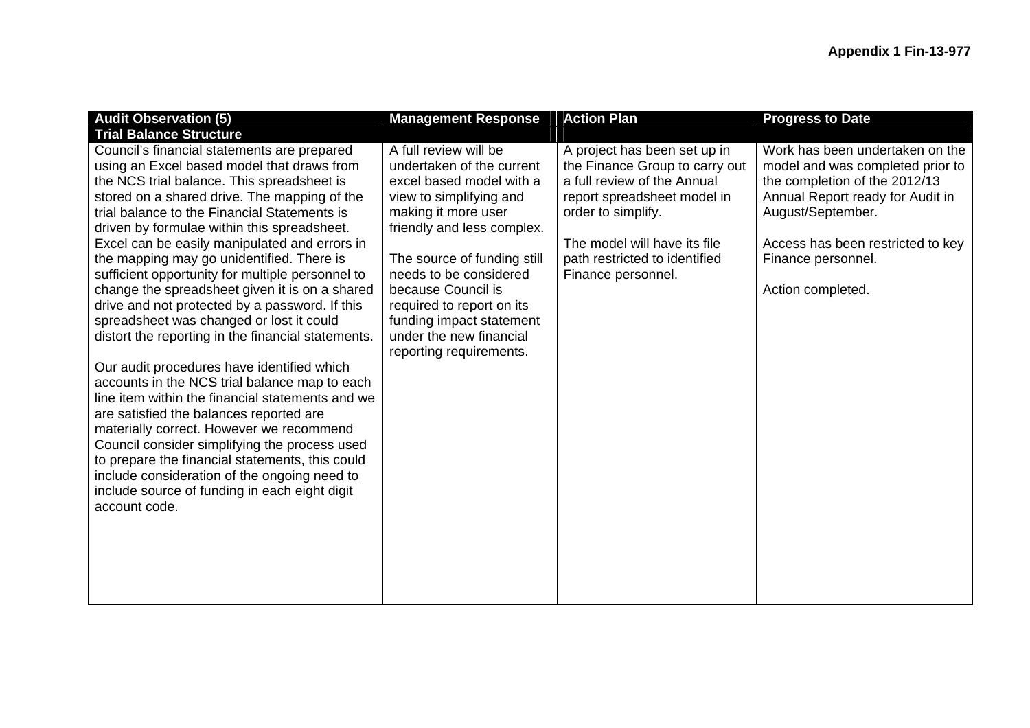**Appendix 1 Fin-13-977**

| Audit Observation (5) | Management Response | Action Plan | Progress to Date |
|---|---|---|---|
| **Trial Balance Structure** | | | |
| Council's financial statements are prepared using an Excel based model that draws from the NCS trial balance. This spreadsheet is stored on a shared drive. The mapping of the trial balance to the Financial Statements is driven by formulae within this spreadsheet. Excel can be easily manipulated and errors in the mapping may go unidentified. There is sufficient opportunity for multiple personnel to change the spreadsheet given it is on a shared drive and not protected by a password. If this spreadsheet was changed or lost it could distort the reporting in the financial statements.<br><br>Our audit procedures have identified which accounts in the NCS trial balance map to each line item within the financial statements and we are satisfied the balances reported are materially correct. However we recommend Council consider simplifying the process used to prepare the financial statements, this could include consideration of the ongoing need to include source of funding in each eight digit account code. | A full review will be undertaken of the current excel based model with a view to simplifying and making it more user friendly and less complex.<br><br>The source of funding still needs to be considered because Council is required to report on its funding impact statement under the new financial reporting requirements. | A project has been set up in the Finance Group to carry out a full review of the Annual report spreadsheet model in order to simplify.<br><br>The model will have its file path restricted to identified Finance personnel. | Work has been undertaken on the model and was completed prior to the completion of the 2012/13 Annual Report ready for Audit in August/September.<br><br>Access has been restricted to key Finance personnel.<br><br>Action completed. |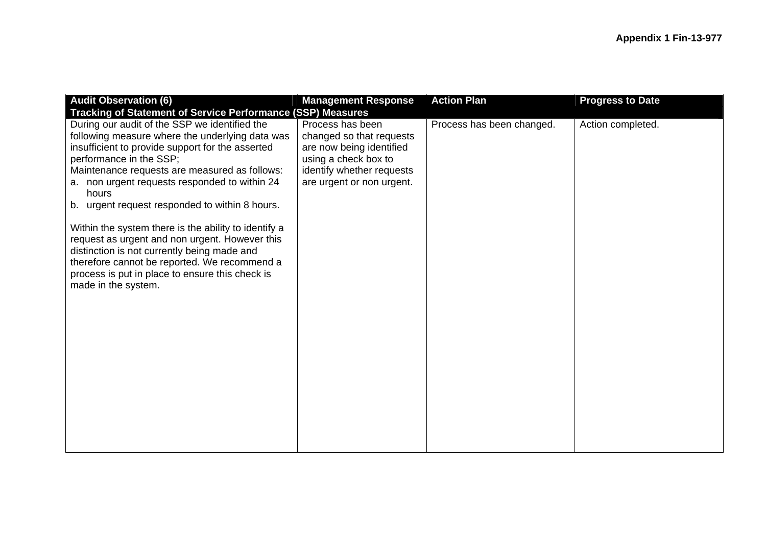**Appendix 1 Fin-13-977**

| Audit Observation (6) Tracking of Statement of Service Performance (SSP) Measures | Management Response | Action Plan | Progress to Date |
|---|---|---|---|
| During our audit of the SSP we identified the following measure where the underlying data was insufficient to provide support for the asserted performance in the SSP;<br>Maintenance requests are measured as follows:<br>a. non urgent requests responded to within 24 hours<br>b. urgent request responded to within 8 hours.<br><br>Within the system there is the ability to identify a request as urgent and non urgent. However this distinction is not currently being made and therefore cannot be reported. We recommend a process is put in place to ensure this check is made in the system. | Process has been changed so that requests are now being identified using a check box to identify whether requests are urgent or non urgent. | Process has been changed. | Action completed. |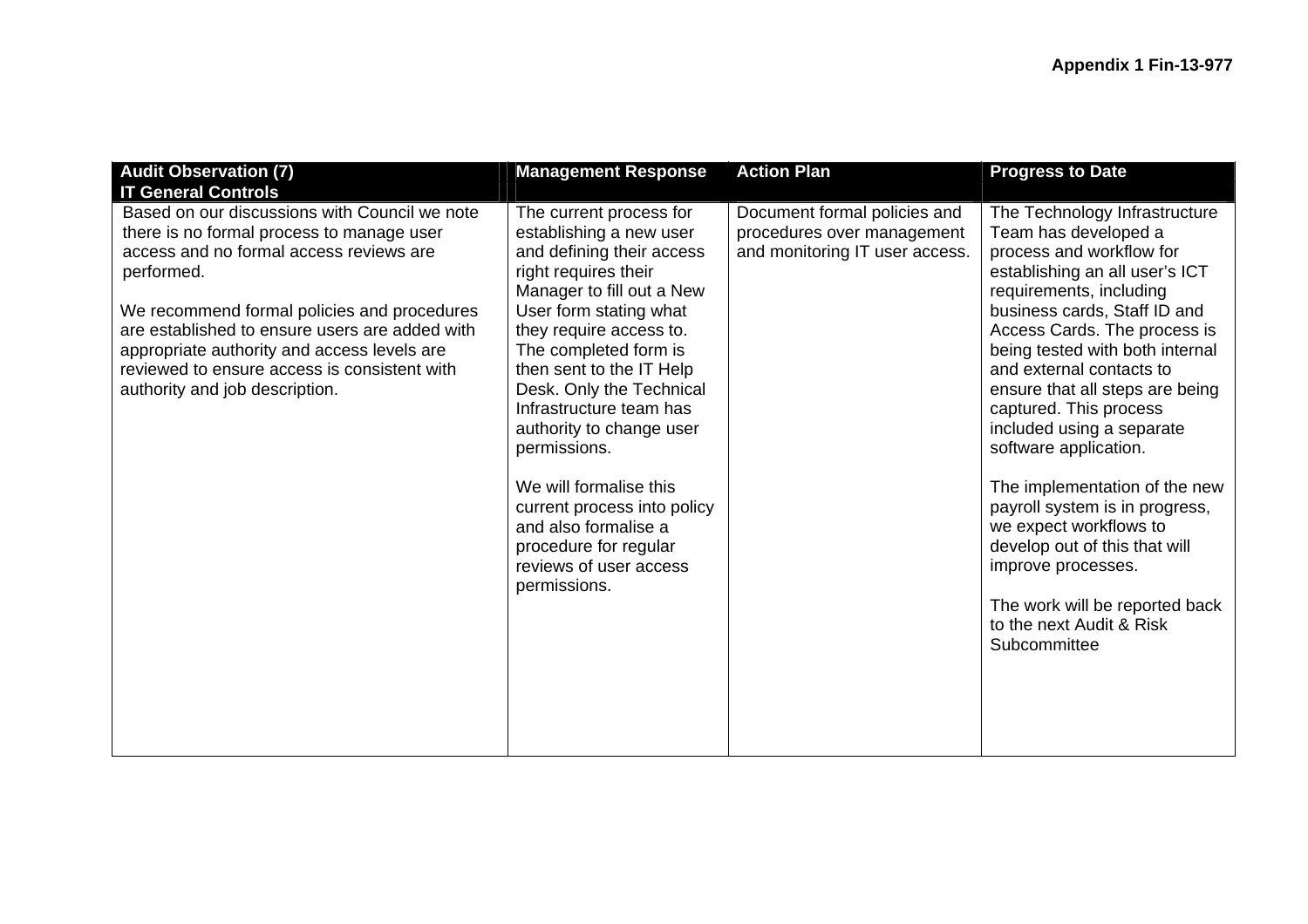**Appendix 1 Fin-13-977**

| **Audit Observation (7)**<br>**IT General Controls** | **Management Response** | **Action Plan** | **Progress to Date** |
|---|---|---|---|
| Based on our discussions with Council we note there is no formal process to manage user access and no formal access reviews are performed.<br><br>We recommend formal policies and procedures are established to ensure users are added with appropriate authority and access levels are reviewed to ensure access is consistent with authority and job description. | The current process for establishing a new user and defining their access right requires their Manager to fill out a New User form stating what they require access to. The completed form is then sent to the IT Help Desk. Only the Technical Infrastructure team has authority to change user permissions.<br><br>We will formalise this current process into policy and also formalise a procedure for regular reviews of user access permissions. | Document formal policies and procedures over management and monitoring IT user access. | The Technology Infrastructure Team has developed a process and workflow for establishing an all user's ICT requirements, including business cards, Staff ID and Access Cards. The process is being tested with both internal and external contacts to ensure that all steps are being captured. This process included using a separate software application.<br><br>The implementation of the new payroll system is in progress, we expect workflows to develop out of this that will improve processes.<br><br>The work will be reported back to the next Audit & Risk Subcommittee |